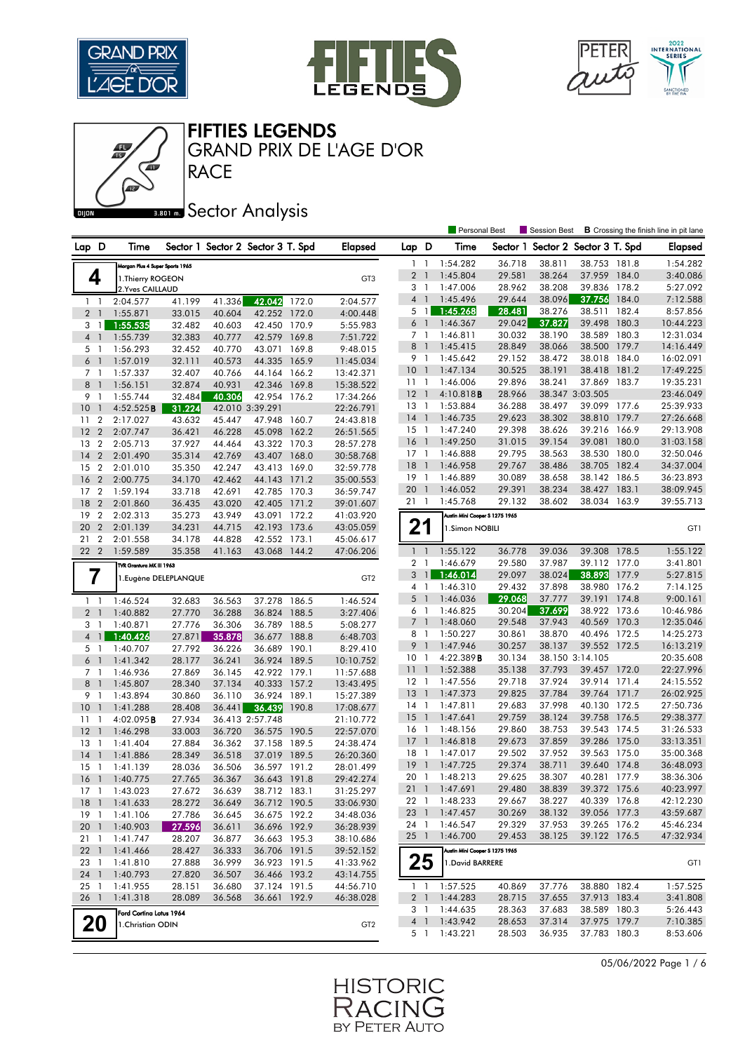# FIFTIES LEGENDS

## GRAND PRIX DE L'AGE D'OR

## RACE

DIJON 3.801 m.

## Sector Analysis

Personal Best | Session Best | B Crossing the finish line in pit lane

### 4 — Morgan Plus 4 Super Sports 1965 — GT3

1.Thierry ROGEON
2.Yves CAILLAUD

| Lap | D | Time | Sector 1 | Sector 2 | Sector 3 | T. Spd | Elapsed |
|---|---|---|---|---|---|---|---|
| 1 | 1 | 2:04.577 | 41.199 | 41.336 | 42.042 | 172.0 | 2:04.577 |
| 2 | 1 | 1:55.871 | 33.015 | 40.604 | 42.252 | 172.0 | 4:00.448 |
| 3 | 1 | 1:55.535 | 32.482 | 40.603 | 42.450 | 170.9 | 5:55.983 |
| 4 | 1 | 1:55.739 | 32.383 | 40.777 | 42.579 | 169.8 | 7:51.722 |
| 5 | 1 | 1:56.293 | 32.452 | 40.770 | 43.071 | 169.8 | 9:48.015 |
| 6 | 1 | 1:57.019 | 32.111 | 40.573 | 44.335 | 165.9 | 11:45.034 |
| 7 | 1 | 1:57.337 | 32.407 | 40.766 | 44.164 | 166.2 | 13:42.371 |
| 8 | 1 | 1:56.151 | 32.874 | 40.931 | 42.346 | 169.8 | 15:38.522 |
| 9 | 1 | 1:55.744 | 32.484 | 40.306 | 42.954 | 176.2 | 17:34.266 |
| 10 | 1 | 4:52.525B | 31.224 | 42.010 | 3:39.291 | | 22:26.791 |
| 11 | 2 | 2:17.027 | 43.632 | 45.447 | 47.948 | 160.7 | 24:43.818 |
| 12 | 2 | 2:07.747 | 36.421 | 46.228 | 45.098 | 162.2 | 26:51.565 |
| 13 | 2 | 2:05.713 | 37.927 | 44.464 | 43.322 | 170.3 | 28:57.278 |
| 14 | 2 | 2:01.490 | 35.314 | 42.769 | 43.407 | 168.0 | 30:58.768 |
| 15 | 2 | 2:01.010 | 35.350 | 42.247 | 43.413 | 169.0 | 32:59.778 |
| 16 | 2 | 2:00.775 | 34.170 | 42.462 | 44.143 | 171.2 | 35:00.553 |
| 17 | 2 | 1:59.194 | 33.718 | 42.691 | 42.785 | 170.3 | 36:59.747 |
| 18 | 2 | 2:01.860 | 36.435 | 43.020 | 42.405 | 171.2 | 39:01.607 |
| 19 | 2 | 2:02.313 | 35.273 | 43.949 | 43.091 | 172.2 | 41:03.920 |
| 20 | 2 | 2:01.139 | 34.231 | 44.715 | 42.193 | 173.6 | 43:05.059 |
| 21 | 2 | 2:01.558 | 34.178 | 44.828 | 42.552 | 173.1 | 45:06.617 |
| 22 | 2 | 1:59.589 | 35.358 | 41.163 | 43.068 | 144.2 | 47:06.206 |

### 7 — TVR Grantura MK III 1963 — GT2

1.Eugène DELEPLANQUE

| Lap | D | Time | Sector 1 | Sector 2 | Sector 3 | T. Spd | Elapsed |
|---|---|---|---|---|---|---|---|
| 1 | 1 | 1:46.524 | 32.683 | 36.563 | 37.278 | 186.5 | 1:46.524 |
| 2 | 1 | 1:40.882 | 27.770 | 36.288 | 36.824 | 188.5 | 3:27.406 |
| 3 | 1 | 1:40.871 | 27.776 | 36.306 | 36.789 | 188.5 | 5:08.277 |
| 4 | 1 | 1:40.426 | 27.871 | 35.878 | 36.677 | 188.8 | 6:48.703 |
| 5 | 1 | 1:40.707 | 27.792 | 36.226 | 36.689 | 190.1 | 8:29.410 |
| 6 | 1 | 1:41.342 | 28.177 | 36.241 | 36.924 | 189.5 | 10:10.752 |
| 7 | 1 | 1:46.936 | 27.869 | 36.145 | 42.922 | 179.1 | 11:57.688 |
| 8 | 1 | 1:45.807 | 28.340 | 37.134 | 40.333 | 157.2 | 13:43.495 |
| 9 | 1 | 1:43.894 | 30.860 | 36.110 | 36.924 | 189.1 | 15:27.389 |
| 10 | 1 | 1:41.288 | 28.408 | 36.441 | 36.439 | 190.8 | 17:08.677 |
| 11 | 1 | 4:02.095B | 27.934 | 36.413 | 2:57.748 | | 21:10.772 |
| 12 | 1 | 1:46.298 | 33.003 | 36.720 | 36.575 | 190.5 | 22:57.070 |
| 13 | 1 | 1:41.404 | 27.884 | 36.362 | 37.158 | 189.5 | 24:38.474 |
| 14 | 1 | 1:41.886 | 28.349 | 36.518 | 37.019 | 189.5 | 26:20.360 |
| 15 | 1 | 1:41.139 | 28.036 | 36.506 | 36.597 | 191.2 | 28:01.499 |
| 16 | 1 | 1:40.775 | 27.765 | 36.367 | 36.643 | 191.8 | 29:42.274 |
| 17 | 1 | 1:43.023 | 27.672 | 36.639 | 38.712 | 183.1 | 31:25.297 |
| 18 | 1 | 1:41.633 | 28.272 | 36.649 | 36.712 | 190.5 | 33:06.930 |
| 19 | 1 | 1:41.106 | 27.786 | 36.645 | 36.675 | 192.2 | 34:48.036 |
| 20 | 1 | 1:40.903 | 27.596 | 36.611 | 36.696 | 192.9 | 36:28.939 |
| 21 | 1 | 1:41.747 | 28.207 | 36.877 | 36.663 | 195.3 | 38:10.686 |
| 22 | 1 | 1:41.466 | 28.427 | 36.333 | 36.706 | 191.5 | 39:52.152 |
| 23 | 1 | 1:41.810 | 27.888 | 36.999 | 36.923 | 191.5 | 41:33.962 |
| 24 | 1 | 1:40.793 | 27.820 | 36.507 | 36.466 | 193.2 | 43:14.755 |
| 25 | 1 | 1:41.955 | 28.151 | 36.680 | 37.124 | 191.5 | 44:56.710 |
| 26 | 1 | 1:41.318 | 28.089 | 36.568 | 36.661 | 192.9 | 46:38.028 |

### 20 — Ford Cortina Lotus 1964 — GT2

1.Christian ODIN

| Lap | D | Time | Sector 1 | Sector 2 | Sector 3 | T. Spd | Elapsed |
|---|---|---|---|---|---|---|---|
| 1 | 1 | 1:54.282 | 36.718 | 38.811 | 38.753 | 181.8 | 1:54.282 |
| 2 | 1 | 1:45.804 | 29.581 | 38.264 | 37.959 | 184.0 | 3:40.086 |
| 3 | 1 | 1:47.006 | 28.962 | 38.208 | 39.836 | 178.2 | 5:27.092 |
| 4 | 1 | 1:45.496 | 29.644 | 38.096 | 37.756 | 184.0 | 7:12.588 |
| 5 | 1 | 1:45.268 | 28.481 | 38.276 | 38.511 | 182.4 | 8:57.856 |
| 6 | 1 | 1:46.367 | 29.042 | 37.827 | 39.498 | 180.3 | 10:44.223 |
| 7 | 1 | 1:46.811 | 30.032 | 38.190 | 38.589 | 180.3 | 12:31.034 |
| 8 | 1 | 1:45.415 | 28.849 | 38.066 | 38.500 | 179.7 | 14:16.449 |
| 9 | 1 | 1:45.642 | 29.152 | 38.472 | 38.018 | 184.0 | 16:02.091 |
| 10 | 1 | 1:47.134 | 30.525 | 38.191 | 38.418 | 181.2 | 17:49.225 |
| 11 | 1 | 1:46.006 | 29.896 | 38.241 | 37.869 | 183.7 | 19:35.231 |
| 12 | 1 | 4:10.818B | 28.966 | 38.347 | 3:03.505 | | 23:46.049 |
| 13 | 1 | 1:53.884 | 36.288 | 38.497 | 39.099 | 177.6 | 25:39.933 |
| 14 | 1 | 1:46.735 | 29.623 | 38.302 | 38.810 | 179.7 | 27:26.668 |
| 15 | 1 | 1:47.240 | 29.398 | 38.626 | 39.216 | 166.9 | 29:13.908 |
| 16 | 1 | 1:49.250 | 31.015 | 39.154 | 39.081 | 180.0 | 31:03.158 |
| 17 | 1 | 1:46.888 | 29.795 | 38.563 | 38.530 | 180.0 | 32:50.046 |
| 18 | 1 | 1:46.958 | 29.767 | 38.486 | 38.705 | 182.4 | 34:37.004 |
| 19 | 1 | 1:46.889 | 30.089 | 38.658 | 38.142 | 186.5 | 36:23.893 |
| 20 | 1 | 1:46.052 | 29.391 | 38.234 | 38.427 | 183.1 | 38:09.945 |
| 21 | 1 | 1:45.768 | 29.132 | 38.602 | 38.034 | 163.9 | 39:55.713 |

### 21 — Austin Mini Cooper S 1275 1965 — GT1

1.Simon NOBILI

| Lap | D | Time | Sector 1 | Sector 2 | Sector 3 | T. Spd | Elapsed |
|---|---|---|---|---|---|---|---|
| 1 | 1 | 1:55.122 | 36.778 | 39.036 | 39.308 | 178.5 | 1:55.122 |
| 2 | 1 | 1:46.679 | 29.580 | 37.987 | 39.112 | 177.0 | 3:41.801 |
| 3 | 1 | 1:46.014 | 29.097 | 38.024 | 38.893 | 177.9 | 5:27.815 |
| 4 | 1 | 1:46.310 | 29.432 | 37.898 | 38.980 | 176.2 | 7:14.125 |
| 5 | 1 | 1:46.036 | 29.068 | 37.777 | 39.191 | 174.8 | 9:00.161 |
| 6 | 1 | 1:46.825 | 30.204 | 37.699 | 38.922 | 173.6 | 10:46.986 |
| 7 | 1 | 1:48.060 | 29.548 | 37.943 | 40.569 | 170.3 | 12:35.046 |
| 8 | 1 | 1:50.227 | 30.861 | 38.870 | 40.496 | 172.5 | 14:25.273 |
| 9 | 1 | 1:47.946 | 30.257 | 38.137 | 39.552 | 172.5 | 16:13.219 |
| 10 | 1 | 4:22.389B | 30.134 | 38.150 | 3:14.105 | | 20:35.608 |
| 11 | 1 | 1:52.388 | 35.138 | 37.793 | 39.457 | 172.0 | 22:27.996 |
| 12 | 1 | 1:47.556 | 29.718 | 37.924 | 39.914 | 171.4 | 24:15.552 |
| 13 | 1 | 1:47.373 | 29.825 | 37.784 | 39.764 | 171.7 | 26:02.925 |
| 14 | 1 | 1:47.811 | 29.683 | 37.998 | 40.130 | 172.5 | 27:50.736 |
| 15 | 1 | 1:47.641 | 29.759 | 38.124 | 39.758 | 176.5 | 29:38.377 |
| 16 | 1 | 1:48.156 | 29.860 | 38.753 | 39.543 | 174.5 | 31:26.533 |
| 17 | 1 | 1:46.818 | 29.673 | 37.859 | 39.286 | 175.0 | 33:13.351 |
| 18 | 1 | 1:47.017 | 29.502 | 37.952 | 39.563 | 175.0 | 35:00.368 |
| 19 | 1 | 1:47.725 | 29.374 | 38.711 | 39.640 | 174.8 | 36:48.093 |
| 20 | 1 | 1:48.213 | 29.625 | 38.307 | 40.281 | 177.9 | 38:36.306 |
| 21 | 1 | 1:47.691 | 29.480 | 38.839 | 39.372 | 175.6 | 40:23.997 |
| 22 | 1 | 1:48.233 | 29.667 | 38.227 | 40.339 | 176.8 | 42:12.230 |
| 23 | 1 | 1:47.457 | 30.269 | 38.132 | 39.056 | 177.3 | 43:59.687 |
| 24 | 1 | 1:46.547 | 29.329 | 37.953 | 39.265 | 176.2 | 45:46.234 |
| 25 | 1 | 1:46.700 | 29.453 | 38.125 | 39.122 | 176.5 | 47:32.934 |

### 25 — Austin Mini Cooper S 1275 1965 — GT1

1.David BARRERE

| Lap | D | Time | Sector 1 | Sector 2 | Sector 3 | T. Spd | Elapsed |
|---|---|---|---|---|---|---|---|
| 1 | 1 | 1:57.525 | 40.869 | 37.776 | 38.880 | 182.4 | 1:57.525 |
| 2 | 1 | 1:44.283 | 28.715 | 37.655 | 37.913 | 183.4 | 3:41.808 |
| 3 | 1 | 1:44.635 | 28.363 | 37.683 | 38.589 | 180.3 | 5:26.443 |
| 4 | 1 | 1:43.942 | 28.653 | 37.314 | 37.975 | 179.7 | 7:10.385 |
| 5 | 1 | 1:43.221 | 28.503 | 36.935 | 37.783 | 180.3 | 8:53.606 |

05/06/2022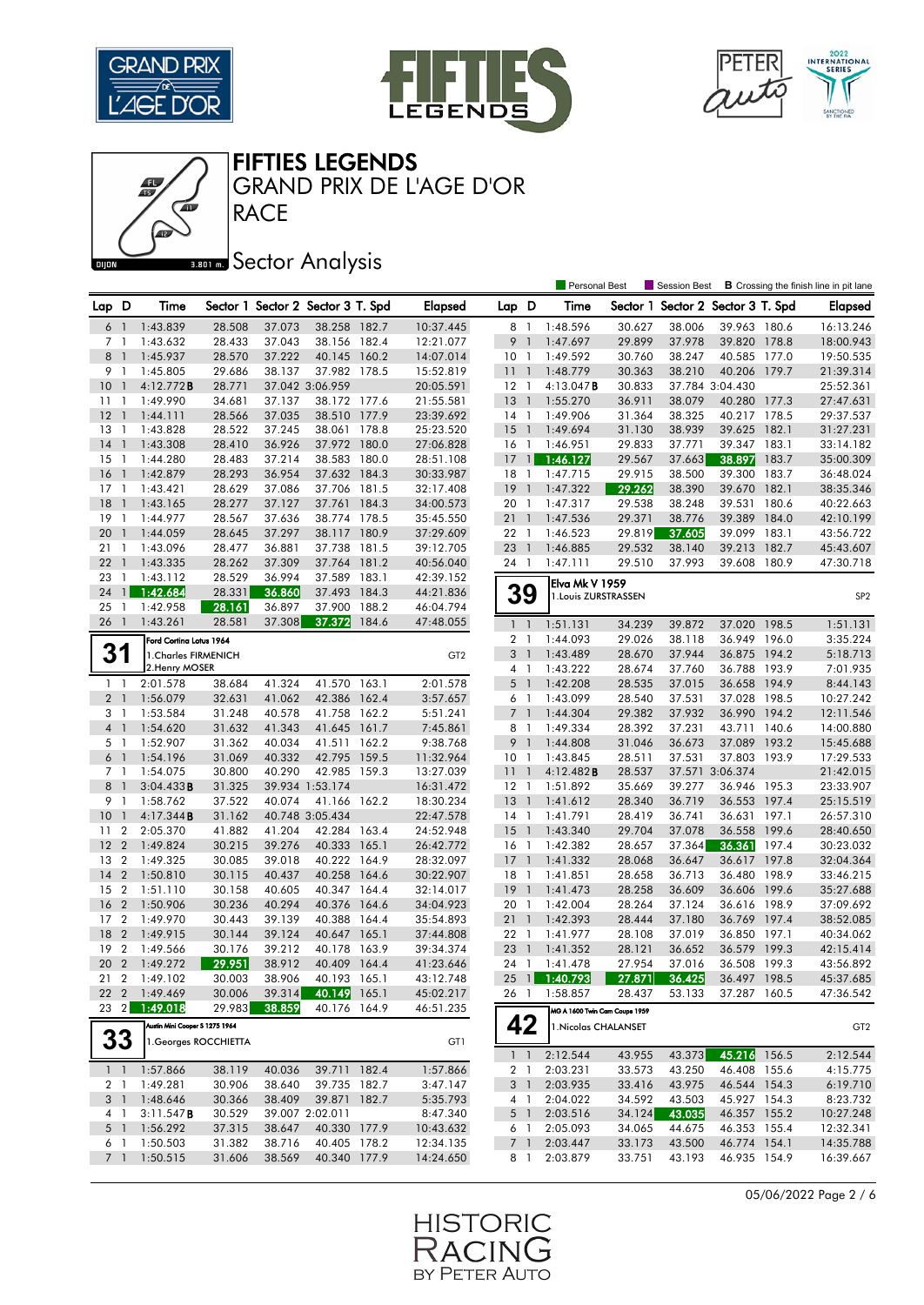# FIFTIES LEGENDS
## GRAND PRIX DE L'AGE D'OR
## RACE
### Sector Analysis

Personal Best | Session Best | **B** Crossing the finish line in pit lane

| Lap | D | Time | Sector 1 | Sector 2 | Sector 3 | T. Spd | Elapsed |
|---|---|---|---|---|---|---|---|
| 6 | 1 | 1:43.839 | 28.508 | 37.073 | 38.258 | 182.7 | 10:37.445 |
| 7 | 1 | 1:43.632 | 28.433 | 37.043 | 38.156 | 182.4 | 12:21.077 |
| 8 | 1 | 1:45.937 | 28.570 | 37.222 | 40.145 | 160.2 | 14:07.014 |
| 9 | 1 | 1:45.805 | 29.686 | 38.137 | 37.982 | 178.5 | 15:52.819 |
| 10 | 1 | 4:12.772 **B** | 28.771 | 37.042 | 3:06.959 | | 20:05.591 |
| 11 | 1 | 1:49.990 | 34.681 | 37.137 | 38.172 | 177.6 | 21:55.581 |
| 12 | 1 | 1:44.111 | 28.566 | 37.035 | 38.510 | 177.9 | 23:39.692 |
| 13 | 1 | 1:43.828 | 28.522 | 37.245 | 38.061 | 178.8 | 25:23.520 |
| 14 | 1 | 1:43.308 | 28.410 | 36.926 | 37.972 | 180.0 | 27:06.828 |
| 15 | 1 | 1:44.280 | 28.483 | 37.214 | 38.583 | 180.0 | 28:51.108 |
| 16 | 1 | 1:42.879 | 28.293 | 36.954 | 37.632 | 184.3 | 30:33.987 |
| 17 | 1 | 1:43.421 | 28.629 | 37.086 | 37.706 | 181.5 | 32:17.408 |
| 18 | 1 | 1:43.165 | 28.277 | 37.127 | 37.761 | 184.3 | 34:00.573 |
| 19 | 1 | 1:44.977 | 28.567 | 37.636 | 38.774 | 178.5 | 35:45.550 |
| 20 | 1 | 1:44.059 | 28.645 | 37.297 | 38.117 | 180.9 | 37:29.609 |
| 21 | 1 | 1:43.096 | 28.477 | 36.881 | 37.738 | 181.5 | 39:12.705 |
| 22 | 1 | 1:43.335 | 28.262 | 37.309 | 37.764 | 181.2 | 40:56.040 |
| 23 | 1 | 1:43.112 | 28.529 | 36.994 | 37.589 | 183.1 | 42:39.152 |
| 24 | 1 | 1:42.684 | 28.331 | 36.860 | 37.493 | 184.3 | 44:21.836 |
| 25 | 1 | 1:42.958 | 28.161 | 36.897 | 37.900 | 188.2 | 46:04.794 |
| 26 | 1 | 1:43.261 | 28.581 | 37.308 | 37.372 | 184.6 | 47:48.055 |

**31** — Ford Cortina Lotus 1964 — 1.Charles FIRMENICH, 2.Henry MOSER — GT2

| Lap | D | Time | Sector 1 | Sector 2 | Sector 3 | T. Spd | Elapsed |
|---|---|---|---|---|---|---|---|
| 1 | 1 | 2:01.578 | 38.684 | 41.324 | 41.570 | 163.1 | 2:01.578 |
| 2 | 1 | 1:56.079 | 32.631 | 41.062 | 42.386 | 162.4 | 3:57.657 |
| 3 | 1 | 1:53.584 | 31.248 | 40.578 | 41.758 | 162.2 | 5:51.241 |
| 4 | 1 | 1:54.620 | 31.632 | 41.343 | 41.645 | 161.7 | 7:45.861 |
| 5 | 1 | 1:52.907 | 31.362 | 40.034 | 41.511 | 162.2 | 9:38.768 |
| 6 | 1 | 1:54.196 | 31.069 | 40.332 | 42.795 | 159.5 | 11:32.964 |
| 7 | 1 | 1:54.075 | 30.800 | 40.290 | 42.985 | 159.3 | 13:27.039 |
| 8 | 1 | 3:04.433 **B** | 31.325 | 39.934 | 1:53.174 | | 16:31.472 |
| 9 | 1 | 1:58.762 | 37.522 | 40.074 | 41.166 | 162.2 | 18:30.234 |
| 10 | 1 | 4:17.344 **B** | 31.162 | 40.748 | 3:05.434 | | 22:47.578 |
| 11 | 2 | 2:05.370 | 41.882 | 41.204 | 42.284 | 163.4 | 24:52.948 |
| 12 | 2 | 1:49.824 | 30.215 | 39.276 | 40.333 | 165.1 | 26:42.772 |
| 13 | 2 | 1:49.325 | 30.085 | 39.018 | 40.222 | 164.9 | 28:32.097 |
| 14 | 2 | 1:50.810 | 30.115 | 40.437 | 40.258 | 164.6 | 30:22.907 |
| 15 | 2 | 1:51.110 | 30.158 | 40.605 | 40.347 | 164.4 | 32:14.017 |
| 16 | 2 | 1:50.906 | 30.236 | 40.294 | 40.376 | 164.6 | 34:04.923 |
| 17 | 2 | 1:49.970 | 30.443 | 39.139 | 40.388 | 164.4 | 35:54.893 |
| 18 | 2 | 1:49.915 | 30.144 | 39.124 | 40.647 | 165.1 | 37:44.808 |
| 19 | 2 | 1:49.566 | 30.176 | 39.212 | 40.178 | 163.9 | 39:34.374 |
| 20 | 2 | 1:49.272 | 29.951 | 38.912 | 40.409 | 164.4 | 41:23.646 |
| 21 | 2 | 1:49.102 | 30.003 | 38.906 | 40.193 | 165.1 | 43:12.748 |
| 22 | 2 | 1:49.469 | 30.006 | 39.314 | 40.149 | 165.1 | 45:02.217 |
| 23 | 2 | 1:49.018 | 29.983 | 38.859 | 40.176 | 164.9 | 46:51.235 |

**33** — Austin Mini Cooper S 1275 1964 — 1.Georges ROCCHIETTA — GT1

| Lap | D | Time | Sector 1 | Sector 2 | Sector 3 | T. Spd | Elapsed |
|---|---|---|---|---|---|---|---|
| 1 | 1 | 1:57.866 | 38.119 | 40.036 | 39.711 | 182.4 | 1:57.866 |
| 2 | 1 | 1:49.281 | 30.906 | 38.640 | 39.735 | 182.7 | 3:47.147 |
| 3 | 1 | 1:48.646 | 30.366 | 38.409 | 39.871 | 182.7 | 5:35.793 |
| 4 | 1 | 3:11.547 **B** | 30.529 | 39.007 | 2:02.011 | | 8:47.340 |
| 5 | 1 | 1:56.292 | 37.315 | 38.647 | 40.330 | 177.9 | 10:43.632 |
| 6 | 1 | 1:50.503 | 31.382 | 38.716 | 40.405 | 178.2 | 12:34.135 |
| 7 | 1 | 1:50.515 | 31.606 | 38.569 | 40.340 | 177.9 | 14:24.650 |
| 8 | 1 | 1:48.596 | 30.627 | 38.006 | 39.963 | 180.6 | 16:13.246 |
| 9 | 1 | 1:47.697 | 29.899 | 37.978 | 39.820 | 178.8 | 18:00.943 |
| 10 | 1 | 1:49.592 | 30.760 | 38.247 | 40.585 | 177.0 | 19:50.535 |
| 11 | 1 | 1:48.779 | 30.363 | 38.210 | 40.206 | 179.7 | 21:39.314 |
| 12 | 1 | 4:13.047 **B** | 30.833 | 37.784 | 3:04.430 | | 25:52.361 |
| 13 | 1 | 1:55.270 | 36.911 | 38.079 | 40.280 | 177.3 | 27:47.631 |
| 14 | 1 | 1:49.906 | 31.364 | 38.325 | 40.217 | 178.5 | 29:37.537 |
| 15 | 1 | 1:49.694 | 31.130 | 38.939 | 39.625 | 182.1 | 31:27.231 |
| 16 | 1 | 1:46.951 | 29.833 | 37.771 | 39.347 | 183.1 | 33:14.182 |
| 17 | 1 | 1:46.127 | 29.567 | 37.663 | 38.897 | 183.7 | 35:00.309 |
| 18 | 1 | 1:47.715 | 29.915 | 38.500 | 39.300 | 183.7 | 36:48.024 |
| 19 | 1 | 1:47.322 | 29.262 | 38.390 | 39.670 | 182.1 | 38:35.346 |
| 20 | 1 | 1:47.317 | 29.538 | 38.248 | 39.531 | 180.6 | 40:22.663 |
| 21 | 1 | 1:47.536 | 29.371 | 38.776 | 39.389 | 184.0 | 42:10.199 |
| 22 | 1 | 1:46.523 | 29.819 | 37.605 | 39.099 | 183.1 | 43:56.722 |
| 23 | 1 | 1:46.885 | 29.532 | 38.140 | 39.213 | 182.7 | 45:43.607 |
| 24 | 1 | 1:47.111 | 29.510 | 37.993 | 39.608 | 180.9 | 47:30.718 |

**39** — Elva Mk V 1959 — 1.Louis ZURSTRASSEN — SP2

| Lap | D | Time | Sector 1 | Sector 2 | Sector 3 | T. Spd | Elapsed |
|---|---|---|---|---|---|---|---|
| 1 | 1 | 1:51.131 | 34.239 | 39.872 | 37.020 | 198.5 | 1:51.131 |
| 2 | 1 | 1:44.093 | 29.026 | 38.118 | 36.949 | 196.0 | 3:35.224 |
| 3 | 1 | 1:43.489 | 28.670 | 37.944 | 36.875 | 194.2 | 5:18.713 |
| 4 | 1 | 1:43.222 | 28.674 | 37.760 | 36.788 | 193.9 | 7:01.935 |
| 5 | 1 | 1:42.208 | 28.535 | 37.015 | 36.658 | 194.9 | 8:44.143 |
| 6 | 1 | 1:43.099 | 28.540 | 37.531 | 37.028 | 198.5 | 10:27.242 |
| 7 | 1 | 1:44.304 | 29.382 | 37.932 | 36.990 | 194.2 | 12:11.546 |
| 8 | 1 | 1:49.334 | 28.392 | 37.231 | 43.711 | 140.6 | 14:00.880 |
| 9 | 1 | 1:44.808 | 31.046 | 36.673 | 37.089 | 193.2 | 15:45.688 |
| 10 | 1 | 1:43.845 | 28.511 | 37.531 | 37.803 | 193.9 | 17:29.533 |
| 11 | 1 | 4:12.482 **B** | 28.537 | 37.571 | 3:06.374 | | 21:42.015 |
| 12 | 1 | 1:51.892 | 35.669 | 39.277 | 36.946 | 195.3 | 23:33.907 |
| 13 | 1 | 1:41.612 | 28.340 | 36.719 | 36.553 | 197.4 | 25:15.519 |
| 14 | 1 | 1:41.791 | 28.419 | 36.741 | 36.631 | 197.1 | 26:57.310 |
| 15 | 1 | 1:43.340 | 29.704 | 37.078 | 36.558 | 199.6 | 28:40.650 |
| 16 | 1 | 1:42.382 | 28.657 | 37.364 | 36.361 | 197.4 | 30:23.032 |
| 17 | 1 | 1:41.332 | 28.068 | 36.647 | 36.617 | 197.8 | 32:04.364 |
| 18 | 1 | 1:41.851 | 28.658 | 36.713 | 36.480 | 198.9 | 33:46.215 |
| 19 | 1 | 1:41.473 | 28.258 | 36.609 | 36.606 | 199.6 | 35:27.688 |
| 20 | 1 | 1:42.004 | 28.264 | 37.124 | 36.616 | 198.9 | 37:09.692 |
| 21 | 1 | 1:42.393 | 28.444 | 37.180 | 36.769 | 197.4 | 38:52.085 |
| 22 | 1 | 1:41.977 | 28.108 | 37.019 | 36.850 | 197.1 | 40:34.062 |
| 23 | 1 | 1:41.352 | 28.121 | 36.652 | 36.579 | 199.3 | 42:15.414 |
| 24 | 1 | 1:41.478 | 27.954 | 37.016 | 36.508 | 199.3 | 43:56.892 |
| 25 | 1 | 1:40.793 | 27.871 | 36.425 | 36.497 | 198.5 | 45:37.685 |
| 26 | 1 | 1:58.857 | 28.437 | 53.133 | 37.287 | 160.5 | 47:36.542 |

**42** — MG A 1600 Twin Cam Coupe 1959 — 1.Nicolas CHALANSET — GT2

| Lap | D | Time | Sector 1 | Sector 2 | Sector 3 | T. Spd | Elapsed |
|---|---|---|---|---|---|---|---|
| 1 | 1 | 2:12.544 | 43.955 | 43.373 | 45.216 | 156.5 | 2:12.544 |
| 2 | 1 | 2:03.231 | 33.573 | 43.250 | 46.408 | 155.6 | 4:15.775 |
| 3 | 1 | 2:03.935 | 33.416 | 43.975 | 46.544 | 154.3 | 6:19.710 |
| 4 | 1 | 2:04.022 | 34.592 | 43.503 | 45.927 | 154.3 | 8:23.732 |
| 5 | 1 | 2:03.516 | 34.124 | 43.035 | 46.357 | 155.2 | 10:27.248 |
| 6 | 1 | 2:05.093 | 34.065 | 44.675 | 46.353 | 155.4 | 12:32.341 |
| 7 | 1 | 2:03.447 | 33.173 | 43.500 | 46.774 | 154.1 | 14:35.788 |
| 8 | 1 | 2:03.879 | 33.751 | 43.193 | 46.935 | 154.9 | 16:39.667 |

05/06/2022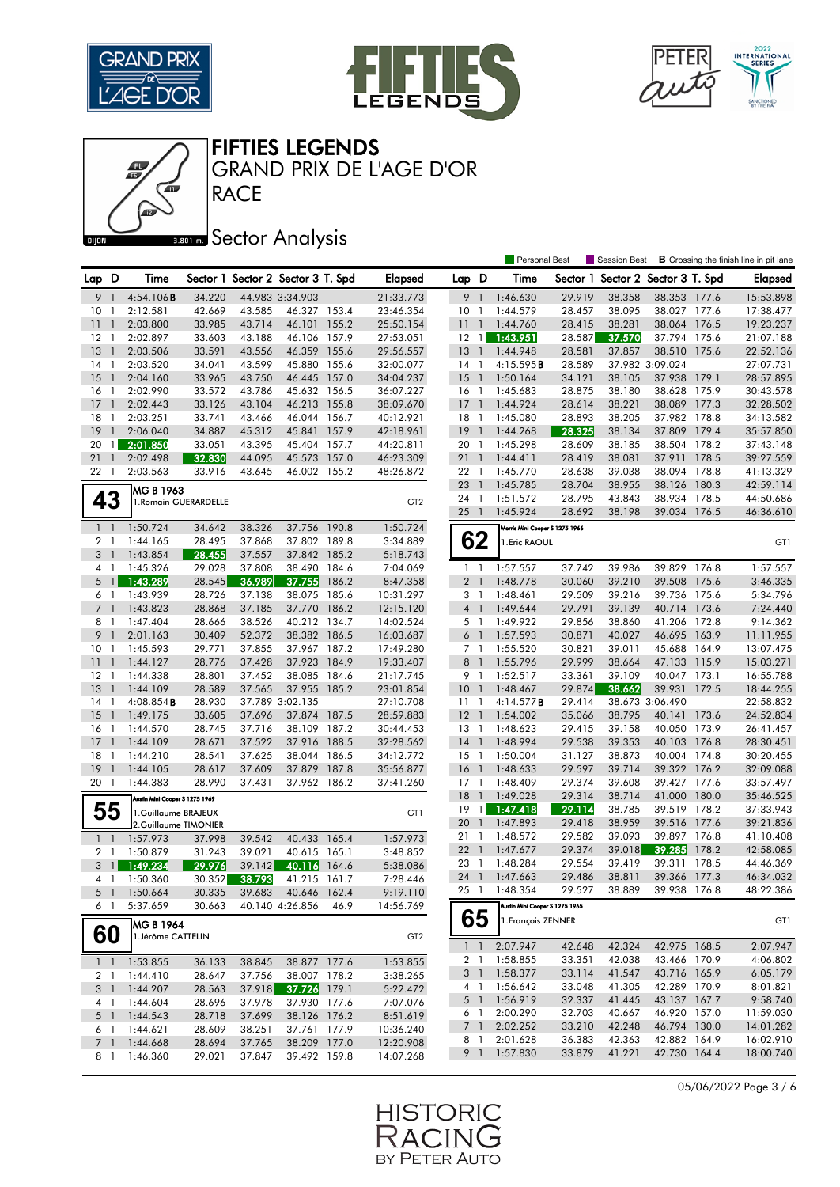# FIFTIES LEGENDS

## GRAND PRIX DE L'AGE D'OR

## RACE

### Sector Analysis

Personal Best | Session Best | **B** Crossing the finish line in pit lane

| Lap | D | Time | Sector 1 | Sector 2 | Sector 3 | T. Spd | Elapsed |
|---|---|---|---|---|---|---|---|
| 9 | 1 | 4:54.106**B** | 34.220 | 44.983 | 3:34.903 | | 21:33.773 |
| 10 | 1 | 2:12.581 | 42.669 | 43.585 | 46.327 | 153.4 | 23:46.354 |
| 11 | 1 | 2:03.800 | 33.985 | 43.714 | 46.101 | 155.2 | 25:50.154 |
| 12 | 1 | 2:02.897 | 33.603 | 43.188 | 46.106 | 157.9 | 27:53.051 |
| 13 | 1 | 2:03.506 | 33.591 | 43.556 | 46.359 | 155.6 | 29:56.557 |
| 14 | 1 | 2:03.520 | 34.041 | 43.599 | 45.880 | 155.6 | 32:00.077 |
| 15 | 1 | 2:04.160 | 33.965 | 43.750 | 46.445 | 157.0 | 34:04.237 |
| 16 | 1 | 2:02.990 | 33.572 | 43.786 | 45.632 | 156.5 | 36:07.227 |
| 17 | 1 | 2:02.443 | 33.126 | 43.104 | 46.213 | 155.8 | 38:09.670 |
| 18 | 1 | 2:03.251 | 33.741 | 43.466 | 46.044 | 156.7 | 40:12.921 |
| 19 | 1 | 2:06.040 | 34.887 | 45.312 | 45.841 | 157.9 | 42:18.961 |
| 20 | 1 | 2:01.850 | 33.051 | 43.395 | 45.404 | 157.7 | 44:20.811 |
| 21 | 1 | 2:02.498 | 32.830 | 44.095 | 45.573 | 157.0 | 46:23.309 |
| 22 | 1 | 2:03.563 | 33.916 | 43.645 | 46.002 | 155.2 | 48:26.872 |

**43** — MG B 1963 — 1.Romain GUERARDELLE — GT2

| Lap | D | Time | Sector 1 | Sector 2 | Sector 3 | T. Spd | Elapsed |
|---|---|---|---|---|---|---|---|
| 1 | 1 | 1:50.724 | 34.642 | 38.326 | 37.756 | 190.8 | 1:50.724 |
| 2 | 1 | 1:44.165 | 28.495 | 37.868 | 37.802 | 189.8 | 3:34.889 |
| 3 | 1 | 1:43.854 | 28.455 | 37.557 | 37.842 | 185.2 | 5:18.743 |
| 4 | 1 | 1:45.326 | 29.028 | 37.808 | 38.490 | 184.6 | 7:04.069 |
| 5 | 1 | 1:43.289 | 28.545 | 36.989 | 37.755 | 186.2 | 8:47.358 |
| 6 | 1 | 1:43.939 | 28.726 | 37.138 | 38.075 | 185.6 | 10:31.297 |
| 7 | 1 | 1:43.823 | 28.868 | 37.185 | 37.770 | 186.2 | 12:15.120 |
| 8 | 1 | 1:47.404 | 28.666 | 38.526 | 40.212 | 134.7 | 14:02.524 |
| 9 | 1 | 2:01.163 | 30.409 | 52.372 | 38.382 | 186.5 | 16:03.687 |
| 10 | 1 | 1:45.593 | 29.771 | 37.855 | 37.967 | 187.2 | 17:49.280 |
| 11 | 1 | 1:44.127 | 28.776 | 37.428 | 37.923 | 184.9 | 19:33.407 |
| 12 | 1 | 1:44.338 | 28.801 | 37.452 | 38.085 | 184.6 | 21:17.745 |
| 13 | 1 | 1:44.109 | 28.589 | 37.565 | 37.955 | 185.2 | 23:01.854 |
| 14 | 1 | 4:08.854**B** | 28.930 | 37.789 | 3:02.135 | | 27:10.708 |
| 15 | 1 | 1:49.175 | 33.605 | 37.696 | 37.874 | 187.5 | 28:59.883 |
| 16 | 1 | 1:44.570 | 28.745 | 37.716 | 38.109 | 187.2 | 30:44.453 |
| 17 | 1 | 1:44.109 | 28.671 | 37.522 | 37.916 | 188.5 | 32:28.562 |
| 18 | 1 | 1:44.210 | 28.541 | 37.625 | 38.044 | 186.5 | 34:12.772 |
| 19 | 1 | 1:44.105 | 28.617 | 37.609 | 37.879 | 187.8 | 35:56.877 |
| 20 | 1 | 1:44.383 | 28.990 | 37.431 | 37.962 | 186.2 | 37:41.260 |

**55** — Austin Mini Cooper S 1275 1969 — 1.Guillaume BRAJEUX, 2.Guillaume TIMONIER — GT1

| Lap | D | Time | Sector 1 | Sector 2 | Sector 3 | T. Spd | Elapsed |
|---|---|---|---|---|---|---|---|
| 1 | 1 | 1:57.973 | 37.998 | 39.542 | 40.433 | 165.4 | 1:57.973 |
| 2 | 1 | 1:50.879 | 31.243 | 39.021 | 40.615 | 165.1 | 3:48.852 |
| 3 | 1 | 1:49.234 | 29.976 | 39.142 | 40.116 | 164.6 | 5:38.086 |
| 4 | 1 | 1:50.360 | 30.352 | 38.793 | 41.215 | 161.7 | 7:28.446 |
| 5 | 1 | 1:50.664 | 30.335 | 39.683 | 40.646 | 162.4 | 9:19.110 |
| 6 | 1 | 5:37.659 | 30.663 | 40.140 | 4:26.856 | 46.9 | 14:56.769 |

**60** — MG B 1964 — 1.Jérôme CATTELIN — GT2

| Lap | D | Time | Sector 1 | Sector 2 | Sector 3 | T. Spd | Elapsed |
|---|---|---|---|---|---|---|---|
| 1 | 1 | 1:53.855 | 36.133 | 38.845 | 38.877 | 177.6 | 1:53.855 |
| 2 | 1 | 1:44.410 | 28.647 | 37.756 | 38.007 | 178.2 | 3:38.265 |
| 3 | 1 | 1:44.207 | 28.563 | 37.918 | 37.726 | 179.1 | 5:22.472 |
| 4 | 1 | 1:44.604 | 28.696 | 37.978 | 37.930 | 177.6 | 7:07.076 |
| 5 | 1 | 1:44.543 | 28.718 | 37.699 | 38.126 | 176.2 | 8:51.619 |
| 6 | 1 | 1:44.621 | 28.609 | 38.251 | 37.761 | 177.9 | 10:36.240 |
| 7 | 1 | 1:44.668 | 28.694 | 37.765 | 38.209 | 177.0 | 12:20.908 |
| 8 | 1 | 1:46.360 | 29.021 | 37.847 | 39.492 | 159.8 | 14:07.268 |
| 9 | 1 | 1:46.630 | 29.919 | 38.358 | 38.353 | 177.6 | 15:53.898 |
| 10 | 1 | 1:44.579 | 28.457 | 38.095 | 38.027 | 177.6 | 17:38.477 |
| 11 | 1 | 1:44.760 | 28.415 | 38.281 | 38.064 | 176.5 | 19:23.237 |
| 12 | 1 | 1:43.951 | 28.587 | 37.570 | 37.794 | 175.6 | 21:07.188 |
| 13 | 1 | 1:44.948 | 28.581 | 37.857 | 38.510 | 175.6 | 22:52.136 |
| 14 | 1 | 4:15.595**B** | 28.589 | 37.982 | 3:09.024 | | 27:07.731 |
| 15 | 1 | 1:50.164 | 34.121 | 38.105 | 37.938 | 179.1 | 28:57.895 |
| 16 | 1 | 1:45.683 | 28.875 | 38.180 | 38.628 | 175.9 | 30:43.578 |
| 17 | 1 | 1:44.924 | 28.614 | 38.221 | 38.089 | 177.3 | 32:28.502 |
| 18 | 1 | 1:45.080 | 28.893 | 38.205 | 37.982 | 178.8 | 34:13.582 |
| 19 | 1 | 1:44.268 | 28.325 | 38.134 | 37.809 | 179.4 | 35:57.850 |
| 20 | 1 | 1:45.298 | 28.609 | 38.185 | 38.504 | 178.2 | 37:43.148 |
| 21 | 1 | 1:44.411 | 28.419 | 38.081 | 37.911 | 178.5 | 39:27.559 |
| 22 | 1 | 1:45.770 | 28.638 | 39.038 | 38.094 | 178.8 | 41:13.329 |
| 23 | 1 | 1:45.785 | 28.704 | 38.955 | 38.126 | 180.3 | 42:59.114 |
| 24 | 1 | 1:51.572 | 28.795 | 43.843 | 38.934 | 178.5 | 44:50.686 |
| 25 | 1 | 1:45.924 | 28.692 | 38.198 | 39.034 | 176.5 | 46:36.610 |

**62** — Morris Mini Cooper S 1275 1966 — 1.Eric RAOUL — GT1

| Lap | D | Time | Sector 1 | Sector 2 | Sector 3 | T. Spd | Elapsed |
|---|---|---|---|---|---|---|---|
| 1 | 1 | 1:57.557 | 37.742 | 39.986 | 39.829 | 176.8 | 1:57.557 |
| 2 | 1 | 1:48.778 | 30.060 | 39.210 | 39.508 | 175.6 | 3:46.335 |
| 3 | 1 | 1:48.461 | 29.509 | 39.216 | 39.736 | 175.6 | 5:34.796 |
| 4 | 1 | 1:49.644 | 29.791 | 39.139 | 40.714 | 173.6 | 7:24.440 |
| 5 | 1 | 1:49.922 | 29.856 | 38.860 | 41.206 | 172.8 | 9:14.362 |
| 6 | 1 | 1:57.593 | 30.871 | 40.027 | 46.695 | 163.9 | 11:11.955 |
| 7 | 1 | 1:55.520 | 30.821 | 39.011 | 45.688 | 164.9 | 13:07.475 |
| 8 | 1 | 1:55.796 | 29.999 | 38.664 | 47.133 | 115.9 | 15:03.271 |
| 9 | 1 | 1:52.517 | 33.361 | 39.109 | 40.047 | 173.1 | 16:55.788 |
| 10 | 1 | 1:48.467 | 29.874 | 38.662 | 39.931 | 172.5 | 18:44.255 |
| 11 | 1 | 4:14.577**B** | 29.414 | 38.673 | 3:06.490 | | 22:58.832 |
| 12 | 1 | 1:54.002 | 35.066 | 38.795 | 40.141 | 173.6 | 24:52.834 |
| 13 | 1 | 1:48.623 | 29.415 | 39.158 | 40.050 | 173.9 | 26:41.457 |
| 14 | 1 | 1:48.994 | 29.538 | 39.353 | 40.103 | 176.8 | 28:30.451 |
| 15 | 1 | 1:50.004 | 31.127 | 38.873 | 40.004 | 174.8 | 30:20.455 |
| 16 | 1 | 1:48.633 | 29.597 | 39.714 | 39.322 | 176.2 | 32:09.088 |
| 17 | 1 | 1:48.409 | 29.374 | 39.608 | 39.427 | 177.6 | 33:57.497 |
| 18 | 1 | 1:49.028 | 29.314 | 38.714 | 41.000 | 180.0 | 35:46.525 |
| 19 | 1 | 1:47.418 | 29.114 | 38.785 | 39.519 | 178.2 | 37:33.943 |
| 20 | 1 | 1:47.893 | 29.418 | 38.959 | 39.516 | 177.6 | 39:21.836 |
| 21 | 1 | 1:48.572 | 29.582 | 39.093 | 39.897 | 176.8 | 41:10.408 |
| 22 | 1 | 1:47.677 | 29.374 | 39.018 | 39.285 | 178.2 | 42:58.085 |
| 23 | 1 | 1:48.284 | 29.554 | 39.419 | 39.311 | 178.5 | 44:46.369 |
| 24 | 1 | 1:47.663 | 29.486 | 38.811 | 39.366 | 177.3 | 46:34.032 |
| 25 | 1 | 1:48.354 | 29.527 | 38.889 | 39.938 | 176.8 | 48:22.386 |

**65** — Austin Mini Cooper S 1275 1965 — 1.François ZENNER — GT1

| Lap | D | Time | Sector 1 | Sector 2 | Sector 3 | T. Spd | Elapsed |
|---|---|---|---|---|---|---|---|
| 1 | 1 | 2:07.947 | 42.648 | 42.324 | 42.975 | 168.5 | 2:07.947 |
| 2 | 1 | 1:58.855 | 33.351 | 42.038 | 43.466 | 170.9 | 4:06.802 |
| 3 | 1 | 1:58.377 | 33.114 | 41.547 | 43.716 | 165.9 | 6:05.179 |
| 4 | 1 | 1:56.642 | 33.048 | 41.305 | 42.289 | 170.9 | 8:01.821 |
| 5 | 1 | 1:56.919 | 32.337 | 41.445 | 43.137 | 167.7 | 9:58.740 |
| 6 | 1 | 2:00.290 | 32.703 | 40.667 | 46.920 | 157.0 | 11:59.030 |
| 7 | 1 | 2:02.252 | 33.210 | 42.248 | 46.794 | 130.0 | 14:01.282 |
| 8 | 1 | 2:01.628 | 36.383 | 42.363 | 42.882 | 164.9 | 16:02.910 |
| 9 | 1 | 1:57.830 | 33.879 | 41.221 | 42.730 | 164.4 | 18:00.740 |

05/06/2022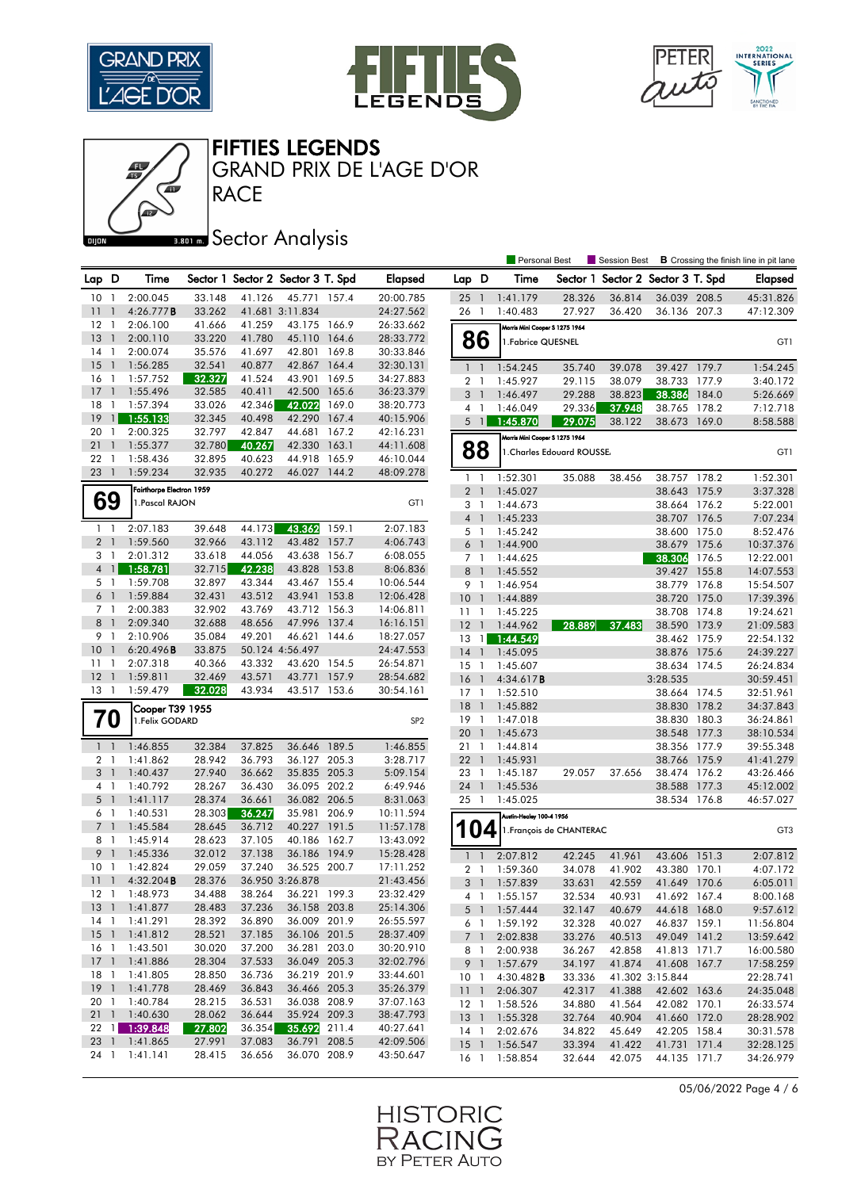# FIFTIES LEGENDS

## GRAND PRIX DE L'AGE D'OR

## RACE

### Sector Analysis

Personal Best | Session Best | **B** Crossing the finish line in pit lane

| Lap | D | Time | Sector 1 | Sector 2 | Sector 3 | T. Spd | Elapsed |
|---|---|---|---|---|---|---|---|
| 10 | 1 | 2:00.045 | 33.148 | 41.126 | 45.771 | 157.4 | 20:00.785 |
| 11 | 1 | 4:26.777 **B** | 33.262 | 41.681 | 3:11.834 | | 24:27.562 |
| 12 | 1 | 2:06.100 | 41.666 | 41.259 | 43.175 | 166.9 | 26:33.662 |
| 13 | 1 | 2:00.110 | 33.220 | 41.780 | 45.110 | 164.6 | 28:33.772 |
| 14 | 1 | 2:00.074 | 35.576 | 41.697 | 42.801 | 169.8 | 30:33.846 |
| 15 | 1 | 1:56.285 | 32.541 | 40.877 | 42.867 | 164.4 | 32:30.131 |
| 16 | 1 | 1:57.752 | 32.327 | 41.524 | 43.901 | 169.5 | 34:27.883 |
| 17 | 1 | 1:55.496 | 32.585 | 40.411 | 42.500 | 165.6 | 36:23.379 |
| 18 | 1 | 1:57.394 | 33.026 | 42.346 | 42.022 | 169.0 | 38:20.773 |
| 19 | 1 | 1:55.133 | 32.345 | 40.498 | 42.290 | 167.4 | 40:15.906 |
| 20 | 1 | 2:00.325 | 32.797 | 42.847 | 44.681 | 167.2 | 42:16.231 |
| 21 | 1 | 1:55.377 | 32.780 | 40.267 | 42.330 | 163.1 | 44:11.608 |
| 22 | 1 | 1:58.436 | 32.895 | 40.623 | 44.918 | 165.9 | 46:10.044 |
| 23 | 1 | 1:59.234 | 32.935 | 40.272 | 46.027 | 144.2 | 48:09.278 |

**69** — Fairthorpe Electron 1959 — 1.Pascal RAJON — GT1

| Lap | D | Time | Sector 1 | Sector 2 | Sector 3 | T. Spd | Elapsed |
|---|---|---|---|---|---|---|---|
| 1 | 1 | 2:07.183 | 39.648 | 44.173 | 43.362 | 159.1 | 2:07.183 |
| 2 | 1 | 1:59.560 | 32.966 | 43.112 | 43.482 | 157.7 | 4:06.743 |
| 3 | 1 | 2:01.312 | 33.618 | 44.056 | 43.638 | 156.7 | 6:08.055 |
| 4 | 1 | 1:58.781 | 32.715 | 42.238 | 43.828 | 153.8 | 8:06.836 |
| 5 | 1 | 1:59.708 | 32.897 | 43.344 | 43.467 | 155.4 | 10:06.544 |
| 6 | 1 | 1:59.884 | 32.431 | 43.512 | 43.941 | 153.8 | 12:06.428 |
| 7 | 1 | 2:00.383 | 32.902 | 43.769 | 43.712 | 156.3 | 14:06.811 |
| 8 | 1 | 2:09.340 | 32.688 | 48.656 | 47.996 | 137.4 | 16:16.151 |
| 9 | 1 | 2:10.906 | 35.084 | 49.201 | 46.621 | 144.6 | 18:27.057 |
| 10 | 1 | 6:20.496 **B** | 33.875 | 50.124 | 4:56.497 | | 24:47.553 |
| 11 | 1 | 2:07.318 | 40.366 | 43.332 | 43.620 | 154.5 | 26:54.871 |
| 12 | 1 | 1:59.811 | 32.469 | 43.571 | 43.771 | 157.9 | 28:54.682 |
| 13 | 1 | 1:59.479 | 32.028 | 43.934 | 43.517 | 153.6 | 30:54.161 |

**70** — Cooper T39 1955 — 1.Felix GODARD — SP2

| Lap | D | Time | Sector 1 | Sector 2 | Sector 3 | T. Spd | Elapsed |
|---|---|---|---|---|---|---|---|
| 1 | 1 | 1:46.855 | 32.384 | 37.825 | 36.646 | 189.5 | 1:46.855 |
| 2 | 1 | 1:41.862 | 28.942 | 36.793 | 36.127 | 205.3 | 3:28.717 |
| 3 | 1 | 1:40.437 | 27.940 | 36.662 | 35.835 | 205.3 | 5:09.154 |
| 4 | 1 | 1:40.792 | 28.267 | 36.430 | 36.095 | 202.2 | 6:49.946 |
| 5 | 1 | 1:41.117 | 28.374 | 36.661 | 36.082 | 206.5 | 8:31.063 |
| 6 | 1 | 1:40.531 | 28.303 | 36.247 | 35.981 | 206.9 | 10:11.594 |
| 7 | 1 | 1:45.584 | 28.645 | 36.712 | 40.227 | 191.5 | 11:57.178 |
| 8 | 1 | 1:45.914 | 28.623 | 37.105 | 40.186 | 162.7 | 13:43.092 |
| 9 | 1 | 1:45.336 | 32.012 | 37.138 | 36.186 | 194.9 | 15:28.428 |
| 10 | 1 | 1:42.824 | 29.059 | 37.240 | 36.525 | 200.7 | 17:11.252 |
| 11 | 1 | 4:32.204 **B** | 28.376 | 36.950 | 3:26.878 | | 21:43.456 |
| 12 | 1 | 1:48.973 | 34.488 | 38.264 | 36.221 | 199.3 | 23:32.429 |
| 13 | 1 | 1:41.877 | 28.483 | 37.236 | 36.158 | 203.8 | 25:14.306 |
| 14 | 1 | 1:41.291 | 28.392 | 36.890 | 36.009 | 201.9 | 26:55.597 |
| 15 | 1 | 1:41.812 | 28.521 | 37.185 | 36.106 | 201.5 | 28:37.409 |
| 16 | 1 | 1:43.501 | 30.020 | 37.200 | 36.281 | 203.0 | 30:20.910 |
| 17 | 1 | 1:41.886 | 28.304 | 37.533 | 36.049 | 205.3 | 32:02.796 |
| 18 | 1 | 1:41.805 | 28.850 | 36.736 | 36.219 | 201.9 | 33:44.601 |
| 19 | 1 | 1:41.778 | 28.469 | 36.843 | 36.466 | 205.3 | 35:26.379 |
| 20 | 1 | 1:40.784 | 28.215 | 36.531 | 36.038 | 208.9 | 37:07.163 |
| 21 | 1 | 1:40.630 | 28.062 | 36.644 | 35.924 | 209.3 | 38:47.793 |
| 22 | 1 | 1:39.848 | 27.802 | 36.354 | 35.692 | 211.4 | 40:27.641 |
| 23 | 1 | 1:41.865 | 27.991 | 37.083 | 36.791 | 208.5 | 42:09.506 |
| 24 | 1 | 1:41.141 | 28.415 | 36.656 | 36.070 | 208.9 | 43:50.647 |
| 25 | 1 | 1:41.179 | 28.326 | 36.814 | 36.039 | 208.5 | 45:31.826 |
| 26 | 1 | 1:40.483 | 27.927 | 36.420 | 36.136 | 207.3 | 47:12.309 |

**86** — Morris Mini Cooper S 1275 1964 — 1.Fabrice QUESNEL — GT1

| Lap | D | Time | Sector 1 | Sector 2 | Sector 3 | T. Spd | Elapsed |
|---|---|---|---|---|---|---|---|
| 1 | 1 | 1:54.245 | 35.740 | 39.078 | 39.427 | 179.7 | 1:54.245 |
| 2 | 1 | 1:45.927 | 29.115 | 38.079 | 38.733 | 177.9 | 3:40.172 |
| 3 | 1 | 1:46.497 | 29.288 | 38.823 | 38.386 | 184.0 | 5:26.669 |
| 4 | 1 | 1:46.049 | 29.336 | 37.948 | 38.765 | 178.2 | 7:12.718 |
| 5 | 1 | 1:45.870 | 29.075 | 38.122 | 38.673 | 169.0 | 8:58.588 |

**88** — Morris Mini Cooper S 1275 1964 — 1.Charles Edouard ROUSSE. — GT1

| Lap | D | Time | Sector 1 | Sector 2 | Sector 3 | T. Spd | Elapsed |
|---|---|---|---|---|---|---|---|
| 1 | 1 | 1:52.301 | 35.088 | 38.456 | 38.757 | 178.2 | 1:52.301 |
| 2 | 1 | 1:45.027 | | | 38.643 | 175.9 | 3:37.328 |
| 3 | 1 | 1:44.673 | | | 38.664 | 176.2 | 5:22.001 |
| 4 | 1 | 1:45.233 | | | 38.707 | 176.5 | 7:07.234 |
| 5 | 1 | 1:45.242 | | | 38.600 | 175.0 | 8:52.476 |
| 6 | 1 | 1:44.900 | | | 38.679 | 175.6 | 10:37.376 |
| 7 | 1 | 1:44.625 | | | 38.306 | 176.5 | 12:22.001 |
| 8 | 1 | 1:45.552 | | | 39.427 | 155.8 | 14:07.553 |
| 9 | 1 | 1:46.954 | | | 38.779 | 176.8 | 15:54.507 |
| 10 | 1 | 1:44.889 | | | 38.720 | 175.0 | 17:39.396 |
| 11 | 1 | 1:45.225 | | | 38.708 | 174.8 | 19:24.621 |
| 12 | 1 | 1:44.962 | 28.889 | 37.483 | 38.590 | 173.9 | 21:09.583 |
| 13 | 1 | 1:44.549 | | | 38.462 | 175.9 | 22:54.132 |
| 14 | 1 | 1:45.095 | | | 38.876 | 175.6 | 24:39.227 |
| 15 | 1 | 1:45.607 | | | 38.634 | 174.5 | 26:24.834 |
| 16 | 1 | 4:34.617 **B** | | | 3:28.535 | | 30:59.451 |
| 17 | 1 | 1:52.510 | | | 38.664 | 174.5 | 32:51.961 |
| 18 | 1 | 1:45.882 | | | 38.830 | 178.2 | 34:37.843 |
| 19 | 1 | 1:47.018 | | | 38.830 | 180.3 | 36:24.861 |
| 20 | 1 | 1:45.673 | | | 38.548 | 177.3 | 38:10.534 |
| 21 | 1 | 1:44.814 | | | 38.356 | 177.9 | 39:55.348 |
| 22 | 1 | 1:45.931 | | | 38.766 | 175.9 | 41:41.279 |
| 23 | 1 | 1:45.187 | 29.057 | 37.656 | 38.474 | 176.2 | 43:26.466 |
| 24 | 1 | 1:45.536 | | | 38.588 | 177.3 | 45:12.002 |
| 25 | 1 | 1:45.025 | | | 38.534 | 176.8 | 46:57.027 |

**104** — Austin-Healey 100-4 1956 — 1.François de CHANTERAC — GT3

| Lap | D | Time | Sector 1 | Sector 2 | Sector 3 | T. Spd | Elapsed |
|---|---|---|---|---|---|---|---|
| 1 | 1 | 2:07.812 | 42.245 | 41.961 | 43.606 | 151.3 | 2:07.812 |
| 2 | 1 | 1:59.360 | 34.078 | 41.902 | 43.380 | 170.1 | 4:07.172 |
| 3 | 1 | 1:57.839 | 33.631 | 42.559 | 41.649 | 170.6 | 6:05.011 |
| 4 | 1 | 1:55.157 | 32.534 | 40.931 | 41.692 | 167.4 | 8:00.168 |
| 5 | 1 | 1:57.444 | 32.147 | 40.679 | 44.618 | 168.0 | 9:57.612 |
| 6 | 1 | 1:59.192 | 32.328 | 40.027 | 46.837 | 159.1 | 11:56.804 |
| 7 | 1 | 2:02.838 | 33.276 | 40.513 | 49.049 | 141.2 | 13:59.642 |
| 8 | 1 | 2:00.938 | 36.267 | 42.858 | 41.813 | 171.7 | 16:00.580 |
| 9 | 1 | 1:57.679 | 34.197 | 41.874 | 41.608 | 167.7 | 17:58.259 |
| 10 | 1 | 4:30.482 **B** | 33.336 | 41.302 | 3:15.844 | | 22:28.741 |
| 11 | 1 | 2:06.307 | 42.317 | 41.388 | 42.602 | 163.6 | 24:35.048 |
| 12 | 1 | 1:58.526 | 34.880 | 41.564 | 42.082 | 170.1 | 26:33.574 |
| 13 | 1 | 1:55.328 | 32.764 | 40.904 | 41.660 | 172.0 | 28:28.902 |
| 14 | 1 | 2:02.676 | 34.822 | 45.649 | 42.205 | 158.4 | 30:31.578 |
| 15 | 1 | 1:56.547 | 33.394 | 41.422 | 41.731 | 171.4 | 32:28.125 |
| 16 | 1 | 1:58.854 | 32.644 | 42.075 | 44.135 | 171.7 | 34:26.979 |

05/06/2022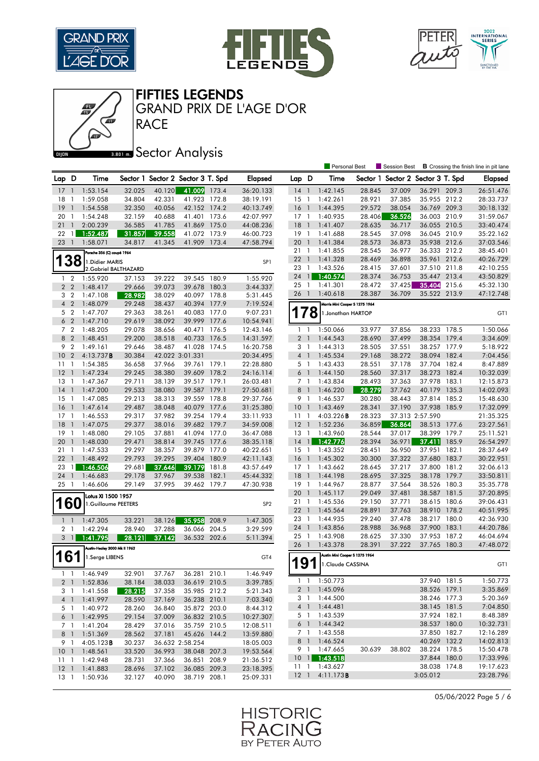# FIFTIES LEGENDS

## GRAND PRIX DE L'AGE D'OR

## RACE

## Sector Analysis

Personal Best | Session Best | **B** Crossing the finish line in pit lane

| Lap | D | Time | Sector 1 | Sector 2 | Sector 3 | T. Spd | Elapsed |
|---|---|---|---|---|---|---|---|
| 17 | 1 | 1:53.154 | 32.025 | 40.120 | 41.009 | 173.4 | 36:20.133 |
| 18 | 1 | 1:59.058 | 34.804 | 42.331 | 41.923 | 172.8 | 38:19.191 |
| 19 | 1 | 1:54.558 | 32.350 | 40.056 | 42.152 | 174.2 | 40:13.749 |
| 20 | 1 | 1:54.248 | 32.159 | 40.688 | 41.401 | 173.6 | 42:07.997 |
| 21 | 1 | 2:00.239 | 36.585 | 41.785 | 41.869 | 175.0 | 44:08.236 |
| 22 | 1 | 1:52.487 | 31.857 | 39.558 | 41.072 | 173.9 | 46:00.723 |
| 23 | 1 | 1:58.071 | 34.817 | 41.345 | 41.909 | 173.4 | 47:58.794 |

**138** — Porsche 356 (C) coupé 1964 — 1.Didier MARIS, 2.Gabriel BALTHAZARD — SP1

| Lap | D | Time | Sector 1 | Sector 2 | Sector 3 | T. Spd | Elapsed |
|---|---|---|---|---|---|---|---|
| 1 | 2 | 1:55.920 | 37.153 | 39.222 | 39.545 | 180.9 | 1:55.920 |
| 2 | 2 | 1:48.417 | 29.666 | 39.073 | 39.678 | 180.3 | 3:44.337 |
| 3 | 2 | 1:47.108 | 28.982 | 38.029 | 40.097 | 178.8 | 5:31.445 |
| 4 | 2 | 1:48.079 | 29.248 | 38.437 | 40.394 | 177.9 | 7:19.524 |
| 5 | 2 | 1:47.707 | 29.363 | 38.261 | 40.083 | 177.0 | 9:07.231 |
| 6 | 2 | 1:47.710 | 29.619 | 38.092 | 39.999 | 177.6 | 10:54.941 |
| 7 | 2 | 1:48.205 | 29.078 | 38.656 | 40.471 | 176.5 | 12:43.146 |
| 8 | 2 | 1:48.451 | 29.200 | 38.518 | 40.733 | 176.5 | 14:31.597 |
| 9 | 2 | 1:49.161 | 29.646 | 38.487 | 41.028 | 174.5 | 16:20.758 |
| 10 | 2 | 4:13.737 **B** | 30.384 | 42.022 | 3:01.331 | | 20:34.495 |
| 11 | 1 | 1:54.385 | 36.658 | 37.966 | 39.761 | 179.1 | 22:28.880 |
| 12 | 1 | 1:47.234 | 29.245 | 38.380 | 39.609 | 178.2 | 24:16.114 |
| 13 | 1 | 1:47.367 | 29.711 | 38.139 | 39.517 | 179.1 | 26:03.481 |
| 14 | 1 | 1:47.200 | 29.533 | 38.080 | 39.587 | 179.1 | 27:50.681 |
| 15 | 1 | 1:47.085 | 29.213 | 38.313 | 39.559 | 178.8 | 29:37.766 |
| 16 | 1 | 1:47.614 | 29.487 | 38.048 | 40.079 | 177.6 | 31:25.380 |
| 17 | 1 | 1:46.553 | 29.317 | 37.982 | 39.254 | 179.4 | 33:11.933 |
| 18 | 1 | 1:47.075 | 29.377 | 38.016 | 39.682 | 179.7 | 34:59.008 |
| 19 | 1 | 1:48.080 | 29.105 | 37.881 | 41.094 | 177.0 | 36:47.088 |
| 20 | 1 | 1:48.030 | 29.471 | 38.814 | 39.745 | 177.6 | 38:35.118 |
| 21 | 1 | 1:47.533 | 29.297 | 38.357 | 39.879 | 177.0 | 40:22.651 |
| 22 | 1 | 1:48.492 | 29.793 | 39.295 | 39.404 | 180.9 | 42:11.143 |
| 23 | 1 | 1:46.506 | 29.681 | 37.646 | 39.179 | 181.8 | 43:57.649 |
| 24 | 1 | 1:46.683 | 29.178 | 37.967 | 39.538 | 182.1 | 45:44.332 |
| 25 | 1 | 1:46.606 | 29.149 | 37.995 | 39.462 | 179.7 | 47:30.938 |

**160** — Lotus XI 1500 1957 — 1.Guillaume PEETERS — SP2

| Lap | D | Time | Sector 1 | Sector 2 | Sector 3 | T. Spd | Elapsed |
|---|---|---|---|---|---|---|---|
| 1 | 1 | 1:47.305 | 33.221 | 38.126 | 35.958 | 208.9 | 1:47.305 |
| 2 | 1 | 1:42.294 | 28.940 | 37.288 | 36.066 | 204.5 | 3:29.599 |
| 3 | 1 | 1:41.795 | 28.121 | 37.142 | 36.532 | 202.6 | 5:11.394 |

**161** — Austin-Healey 3000 Mk II 1962 — 1.Serge LIBENS — GT4

| Lap | D | Time | Sector 1 | Sector 2 | Sector 3 | T. Spd | Elapsed |
|---|---|---|---|---|---|---|---|
| 1 | 1 | 1:46.949 | 32.901 | 37.767 | 36.281 | 210.1 | 1:46.949 |
| 2 | 1 | 1:52.836 | 38.184 | 38.033 | 36.619 | 210.5 | 3:39.785 |
| 3 | 1 | 1:41.558 | 28.215 | 37.358 | 35.985 | 212.2 | 5:21.343 |
| 4 | 1 | 1:41.997 | 28.590 | 37.169 | 36.238 | 210.1 | 7:03.340 |
| 5 | 1 | 1:40.972 | 28.260 | 36.840 | 35.872 | 203.0 | 8:44.312 |
| 6 | 1 | 1:42.995 | 29.154 | 37.009 | 36.832 | 210.5 | 10:27.307 |
| 7 | 1 | 1:41.204 | 28.429 | 37.016 | 35.759 | 210.5 | 12:08.511 |
| 8 | 1 | 1:51.369 | 28.562 | 37.181 | 45.626 | 144.2 | 13:59.880 |
| 9 | 1 | 4:05.123 **B** | 30.237 | 36.632 | 2:58.254 | | 18:05.003 |
| 10 | 1 | 1:48.561 | 33.520 | 36.993 | 38.048 | 207.3 | 19:53.564 |
| 11 | 1 | 1:42.948 | 28.731 | 37.366 | 36.851 | 208.9 | 21:36.512 |
| 12 | 1 | 1:41.883 | 28.696 | 37.102 | 36.085 | 209.3 | 23:18.395 |
| 13 | 1 | 1:50.936 | 32.127 | 40.090 | 38.719 | 208.1 | 25:09.331 |
| 14 | 1 | 1:42.145 | 28.845 | 37.009 | 36.291 | 209.3 | 26:51.476 |
| 15 | 1 | 1:42.261 | 28.921 | 37.385 | 35.955 | 212.2 | 28:33.737 |
| 16 | 1 | 1:44.395 | 29.572 | 38.054 | 36.769 | 209.3 | 30:18.132 |
| 17 | 1 | 1:40.935 | 28.406 | 36.526 | 36.003 | 210.9 | 31:59.067 |
| 18 | 1 | 1:41.407 | 28.635 | 36.717 | 36.055 | 210.5 | 33:40.474 |
| 19 | 1 | 1:41.688 | 28.545 | 37.098 | 36.045 | 210.9 | 35:22.162 |
| 20 | 1 | 1:41.384 | 28.573 | 36.873 | 35.938 | 212.6 | 37:03.546 |
| 21 | 1 | 1:41.855 | 28.545 | 36.977 | 36.333 | 212.2 | 38:45.401 |
| 22 | 1 | 1:41.328 | 28.469 | 36.898 | 35.961 | 212.6 | 40:26.729 |
| 23 | 1 | 1:43.526 | 28.415 | 37.601 | 37.510 | 211.8 | 42:10.255 |
| 24 | 1 | 1:40.574 | 28.374 | 36.753 | 35.447 | 213.4 | 43:50.829 |
| 25 | 1 | 1:41.301 | 28.472 | 37.425 | 35.404 | 215.6 | 45:32.130 |
| 26 | 1 | 1:40.618 | 28.387 | 36.709 | 35.522 | 213.9 | 47:12.748 |

**178** — Morris Mini Cooper S 1275 1964 — 1.Jonathan HARTOP — GT1

| Lap | D | Time | Sector 1 | Sector 2 | Sector 3 | T. Spd | Elapsed |
|---|---|---|---|---|---|---|---|
| 1 | 1 | 1:50.066 | 33.977 | 37.856 | 38.233 | 178.5 | 1:50.066 |
| 2 | 1 | 1:44.543 | 28.690 | 37.499 | 38.354 | 179.4 | 3:34.609 |
| 3 | 1 | 1:44.313 | 28.505 | 37.551 | 38.257 | 177.9 | 5:18.922 |
| 4 | 1 | 1:45.534 | 29.168 | 38.272 | 38.094 | 182.4 | 7:04.456 |
| 5 | 1 | 1:43.433 | 28.551 | 37.178 | 37.704 | 182.4 | 8:47.889 |
| 6 | 1 | 1:44.150 | 28.560 | 37.317 | 38.273 | 182.4 | 10:32.039 |
| 7 | 1 | 1:43.834 | 28.493 | 37.363 | 37.978 | 183.1 | 12:15.873 |
| 8 | 1 | 1:46.220 | 28.279 | 37.762 | 40.179 | 135.3 | 14:02.093 |
| 9 | 1 | 1:46.537 | 30.280 | 38.443 | 37.814 | 185.2 | 15:48.630 |
| 10 | 1 | 1:43.469 | 28.341 | 37.190 | 37.938 | 185.9 | 17:32.099 |
| 11 | 1 | 4:03.226 **B** | 28.323 | 37.313 | 2:57.590 | | 21:35.325 |
| 12 | 1 | 1:52.236 | 36.859 | 36.864 | 38.513 | 177.6 | 23:27.561 |
| 13 | 1 | 1:43.960 | 28.544 | 37.017 | 38.399 | 179.7 | 25:11.521 |
| 14 | 1 | 1:42.776 | 28.394 | 36.971 | 37.411 | 185.9 | 26:54.297 |
| 15 | 1 | 1:43.352 | 28.451 | 36.950 | 37.951 | 182.1 | 28:37.649 |
| 16 | 1 | 1:45.302 | 30.300 | 37.322 | 37.680 | 183.7 | 30:22.951 |
| 17 | 1 | 1:43.662 | 28.645 | 37.217 | 37.800 | 181.2 | 32:06.613 |
| 18 | 1 | 1:44.198 | 28.695 | 37.325 | 38.178 | 179.7 | 33:50.811 |
| 19 | 1 | 1:44.967 | 28.877 | 37.564 | 38.526 | 180.3 | 35:35.778 |
| 20 | 1 | 1:45.117 | 29.049 | 37.481 | 38.587 | 181.5 | 37:20.895 |
| 21 | 1 | 1:45.536 | 29.150 | 37.771 | 38.615 | 180.6 | 39:06.431 |
| 22 | 1 | 1:45.564 | 28.891 | 37.763 | 38.910 | 178.2 | 40:51.995 |
| 23 | 1 | 1:44.935 | 29.240 | 37.478 | 38.217 | 180.0 | 42:36.930 |
| 24 | 1 | 1:43.856 | 28.988 | 36.968 | 37.900 | 183.1 | 44:20.786 |
| 25 | 1 | 1:43.908 | 28.625 | 37.330 | 37.953 | 187.2 | 46:04.694 |
| 26 | 1 | 1:43.378 | 28.391 | 37.222 | 37.765 | 180.3 | 47:48.072 |

**191** — Austin Mini Cooper S 1275 1964 — 1.Claude CASSINA — GT1

| Lap | D | Time | Sector 1 | Sector 2 | Sector 3 | T. Spd | Elapsed |
|---|---|---|---|---|---|---|---|
| 1 | 1 | 1:50.773 | | | 37.940 | 181.5 | 1:50.773 |
| 2 | 1 | 1:45.096 | | | 38.526 | 179.1 | 3:35.869 |
| 3 | 1 | 1:44.500 | | | 38.246 | 177.3 | 5:20.369 |
| 4 | 1 | 1:44.481 | | | 38.145 | 181.5 | 7:04.850 |
| 5 | 1 | 1:43.539 | | | 37.924 | 182.1 | 8:48.389 |
| 6 | 1 | 1:44.342 | | | 38.537 | 180.0 | 10:32.731 |
| 7 | 1 | 1:43.558 | | | 37.850 | 182.7 | 12:16.289 |
| 8 | 1 | 1:46.524 | | | 40.269 | 132.2 | 14:02.813 |
| 9 | 1 | 1:47.665 | 30.639 | 38.802 | 38.224 | 178.5 | 15:50.478 |
| 10 | 1 | 1:43.518 | | | 37.844 | 180.0 | 17:33.996 |
| 11 | 1 | 1:43.627 | | | 38.038 | 174.8 | 19:17.623 |
| 12 | 1 | 4:11.173 **B** | | | 3:05.012 | | 23:28.796 |

05/06/2022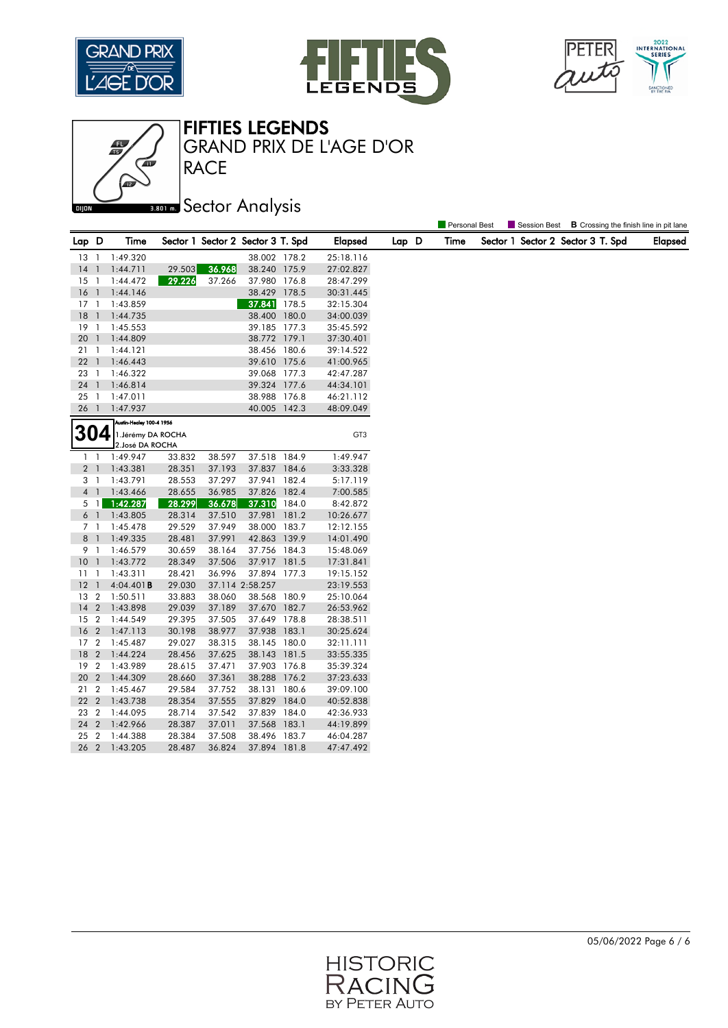# FIFTIES LEGENDS

## GRAND PRIX DE L'AGE D'OR

## RACE

## Sector Analysis

Personal Best | Session Best | **B** Crossing the finish line in pit lane

| Lap | D | Time | Sector 1 | Sector 2 | Sector 3 | T. Spd | Elapsed |
|---|---|---|---|---|---|---|---|
| 13 | 1 | 1:49.320 | | | 38.002 | 178.2 | 25:18.116 |
| 14 | 1 | 1:44.711 | 29.503 | 36.968 | 38.240 | 175.9 | 27:02.827 |
| 15 | 1 | 1:44.472 | 29.226 | 37.266 | 37.980 | 176.8 | 28:47.299 |
| 16 | 1 | 1:44.146 | | | 38.429 | 178.5 | 30:31.445 |
| 17 | 1 | 1:43.859 | | | 37.841 | 178.5 | 32:15.304 |
| 18 | 1 | 1:44.735 | | | 38.400 | 180.0 | 34:00.039 |
| 19 | 1 | 1:45.553 | | | 39.185 | 177.3 | 35:45.592 |
| 20 | 1 | 1:44.809 | | | 38.772 | 179.1 | 37:30.401 |
| 21 | 1 | 1:44.121 | | | 38.456 | 180.6 | 39:14.522 |
| 22 | 1 | 1:46.443 | | | 39.610 | 175.6 | 41:00.965 |
| 23 | 1 | 1:46.322 | | | 39.068 | 177.3 | 42:47.287 |
| 24 | 1 | 1:46.814 | | | 39.324 | 177.6 | 44:34.101 |
| 25 | 1 | 1:47.011 | | | 38.988 | 176.8 | 46:21.112 |
| 26 | 1 | 1:47.937 | | | 40.005 | 142.3 | 48:09.049 |

**304** Austin-Healey 100-4 1956 — GT3
1.Jérémy DA ROCHA
2.José DA ROCHA

| Lap | D | Time | Sector 1 | Sector 2 | Sector 3 | T. Spd | Elapsed |
|---|---|---|---|---|---|---|---|
| 1 | 1 | 1:49.947 | 33.832 | 38.597 | 37.518 | 184.9 | 1:49.947 |
| 2 | 1 | 1:43.381 | 28.351 | 37.193 | 37.837 | 184.6 | 3:33.328 |
| 3 | 1 | 1:43.791 | 28.553 | 37.297 | 37.941 | 182.4 | 5:17.119 |
| 4 | 1 | 1:43.466 | 28.655 | 36.985 | 37.826 | 182.4 | 7:00.585 |
| 5 | 1 | 1:42.287 | 28.299 | 36.678 | 37.310 | 184.0 | 8:42.872 |
| 6 | 1 | 1:43.805 | 28.314 | 37.510 | 37.981 | 181.2 | 10:26.677 |
| 7 | 1 | 1:45.478 | 29.529 | 37.949 | 38.000 | 183.7 | 12:12.155 |
| 8 | 1 | 1:49.335 | 28.481 | 37.991 | 42.863 | 139.9 | 14:01.490 |
| 9 | 1 | 1:46.579 | 30.659 | 38.164 | 37.756 | 184.3 | 15:48.069 |
| 10 | 1 | 1:43.772 | 28.349 | 37.506 | 37.917 | 181.5 | 17:31.841 |
| 11 | 1 | 1:43.311 | 28.421 | 36.996 | 37.894 | 177.3 | 19:15.152 |
| 12 | 1 | 4:04.401 **B** | 29.030 | 37.114 | 2:58.257 | | 23:19.553 |
| 13 | 2 | 1:50.511 | 33.883 | 38.060 | 38.568 | 180.9 | 25:10.064 |
| 14 | 2 | 1:43.898 | 29.039 | 37.189 | 37.670 | 182.7 | 26:53.962 |
| 15 | 2 | 1:44.549 | 29.395 | 37.505 | 37.649 | 178.8 | 28:38.511 |
| 16 | 2 | 1:47.113 | 30.198 | 38.977 | 37.938 | 183.1 | 30:25.624 |
| 17 | 2 | 1:45.487 | 29.027 | 38.315 | 38.145 | 180.0 | 32:11.111 |
| 18 | 2 | 1:44.224 | 28.456 | 37.625 | 38.143 | 181.5 | 33:55.335 |
| 19 | 2 | 1:43.989 | 28.615 | 37.471 | 37.903 | 176.8 | 35:39.324 |
| 20 | 2 | 1:44.309 | 28.660 | 37.361 | 38.288 | 176.2 | 37:23.633 |
| 21 | 2 | 1:45.467 | 29.584 | 37.752 | 38.131 | 180.6 | 39:09.100 |
| 22 | 2 | 1:43.738 | 28.354 | 37.555 | 37.829 | 184.0 | 40:52.838 |
| 23 | 2 | 1:44.095 | 28.714 | 37.542 | 37.839 | 184.0 | 42:36.933 |
| 24 | 2 | 1:42.966 | 28.387 | 37.011 | 37.568 | 183.1 | 44:19.899 |
| 25 | 2 | 1:44.388 | 28.384 | 37.508 | 38.496 | 183.7 | 46:04.287 |
| 26 | 2 | 1:43.205 | 28.487 | 36.824 | 37.894 | 181.8 | 47:47.492 |

05/06/2022